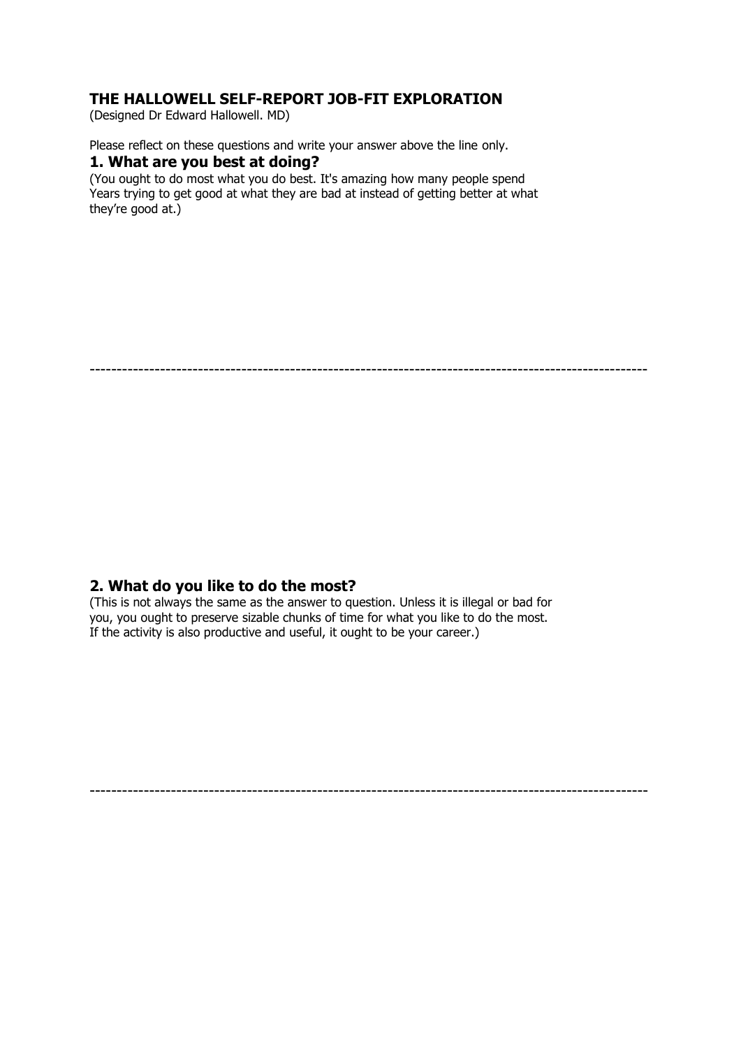# THE HALLOWELL SELF-REPORT JOB-FIT EXPLORATION

(Designed Dr Edward Hallowell. MD)

Please reflect on these questions and write your answer above the line only.

## 1. What are you best at doing?

(You ought to do most what you do best. It's amazing how many people spend Years trying to get good at what they are bad at instead of getting better at what they're good at.)

-----------------------------------------------------------------------------------------------------

## 2. What do you like to do the most?

(This is not always the same as the answer to question. Unless it is illegal or bad for you, you ought to preserve sizable chunks of time for what you like to do the most. If the activity is also productive and useful, it ought to be your career.)

-----------------------------------------------------------------------------------------------------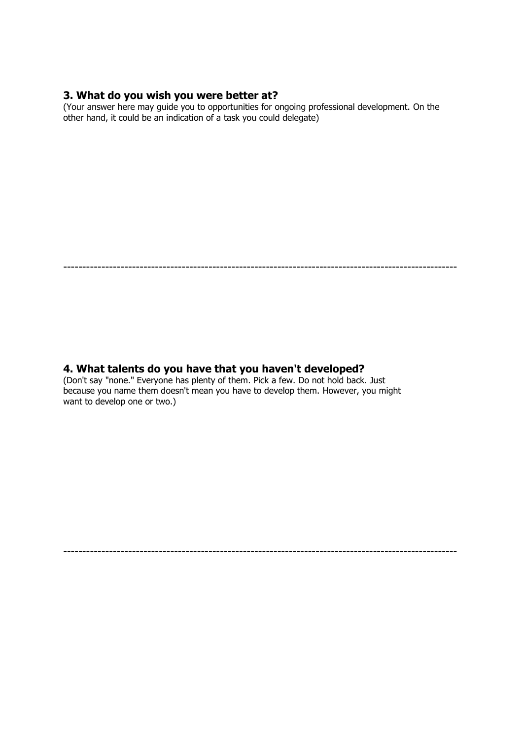### 3. What do you wish you were better at?

(Your answer here may guide you to opportunities for ongoing professional development. On the other hand, it could be an indication of a task you could delegate)

---

### 4. What talents do you have that you haven't developed?

(Don't say "none." Everyone has plenty of them. Pick a few. Do not hold back. Just because you name them doesn't mean you have to develop them. However, you might want to develop one or two.)

---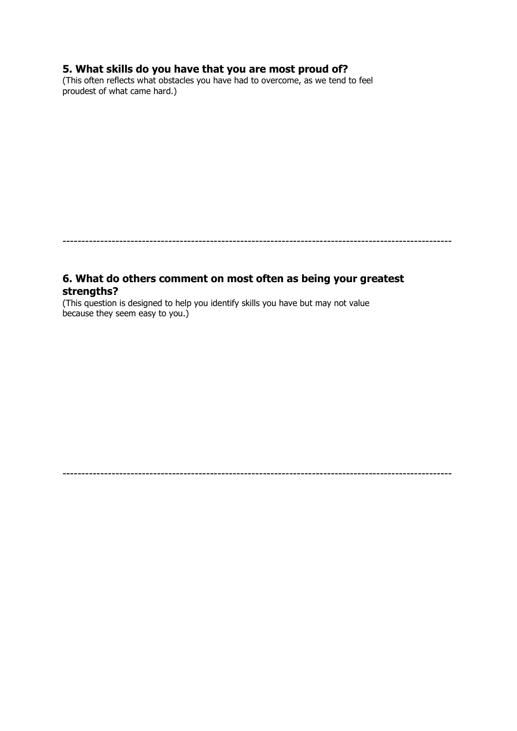## 5. What skills do you have that you are most proud of?

(This often reflects what obstacles you have had to overcome, as we tend to feel proudest of what came hard.)

---

## 6. What do others comment on most often as being your greatest strengths?

(This question is designed to help you identify skills you have but may not value because they seem easy to you.)

---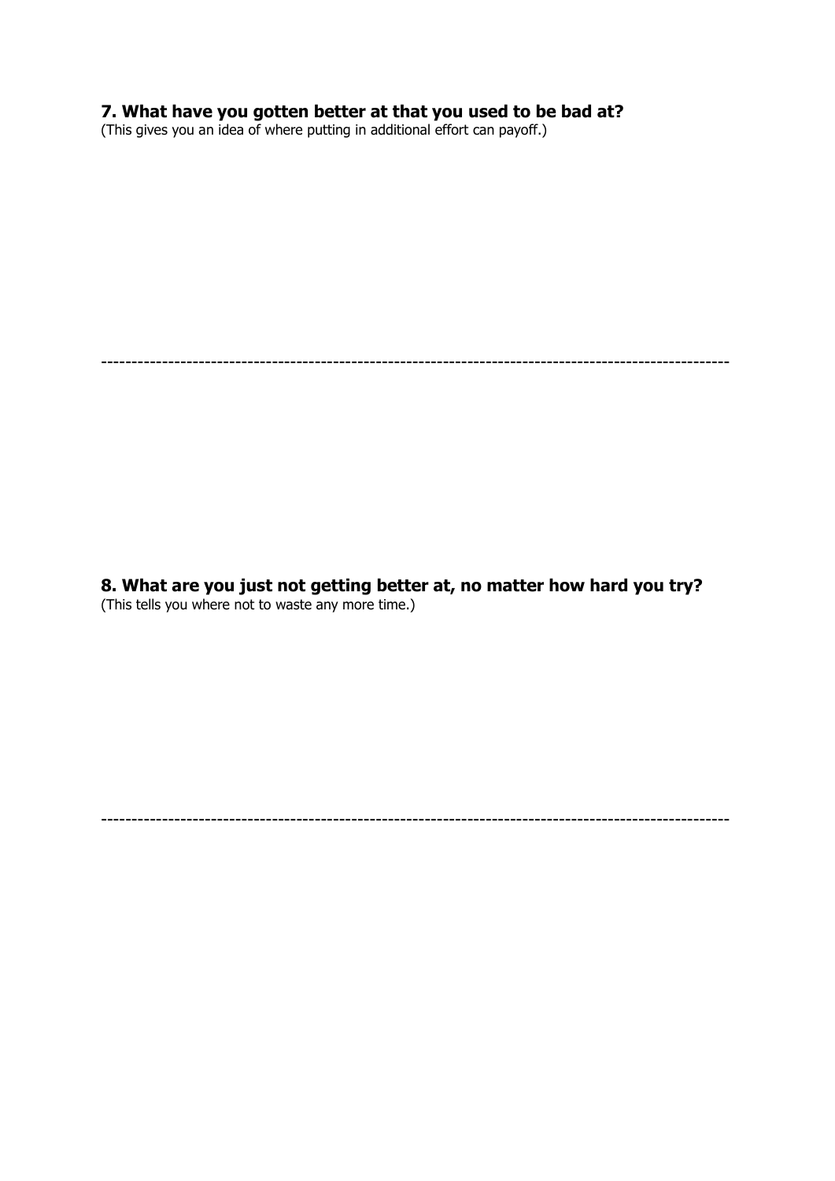**7. What have you gotten better at that you used to be bad at?**

(This gives you an idea of where putting in additional effort can payoff.)

-----------------------------------------------------------------------------------------------------

**8. What are you just not getting better at, no matter how hard you try?**

(This tells you where not to waste any more time.)

-----------------------------------------------------------------------------------------------------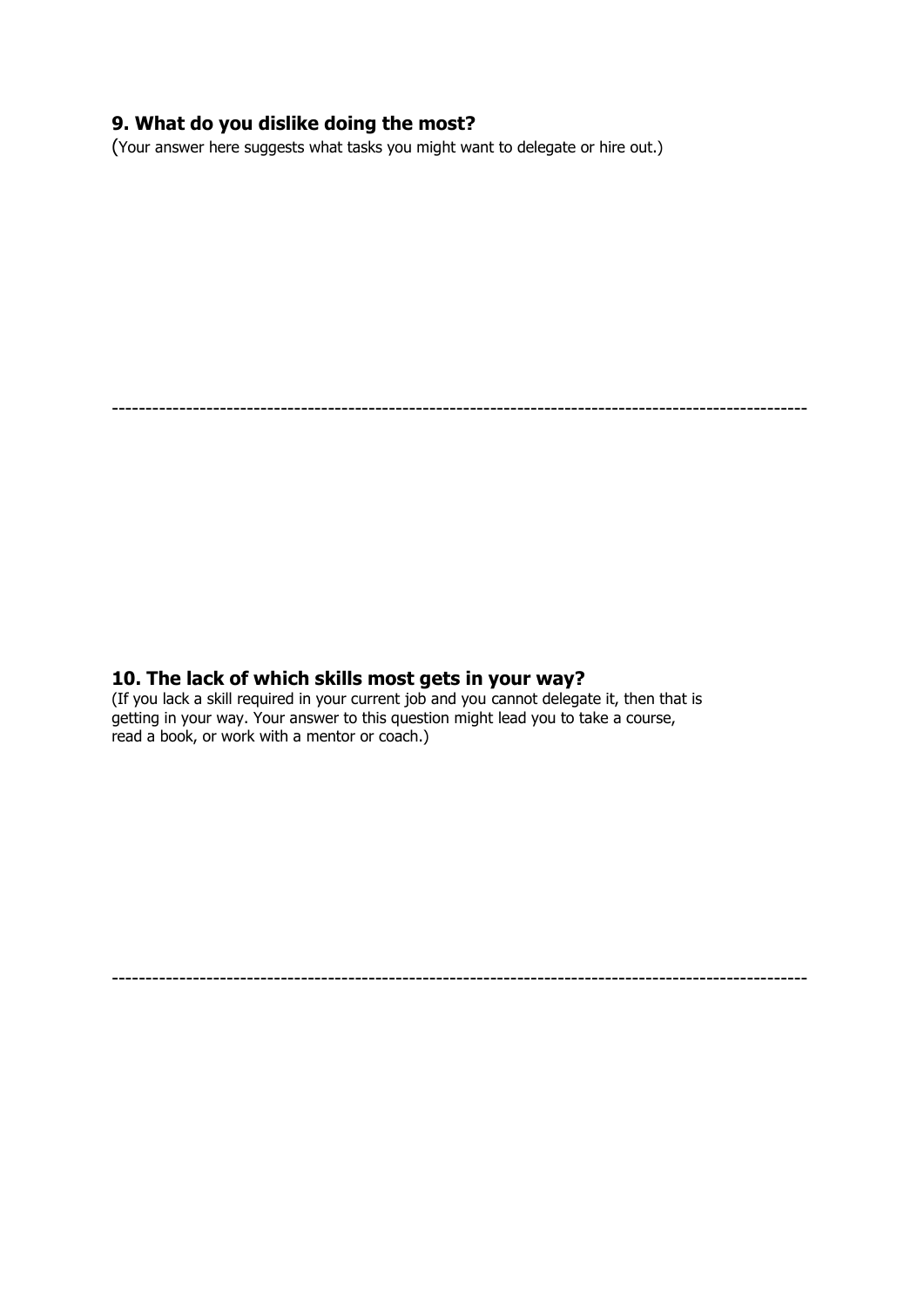## 9. What do you dislike doing the most?

(Your answer here suggests what tasks you might want to delegate or hire out.)

---

## 10. The lack of which skills most gets in your way?

(If you lack a skill required in your current job and you cannot delegate it, then that is getting in your way. Your answer to this question might lead you to take a course, read a book, or work with a mentor or coach.)

---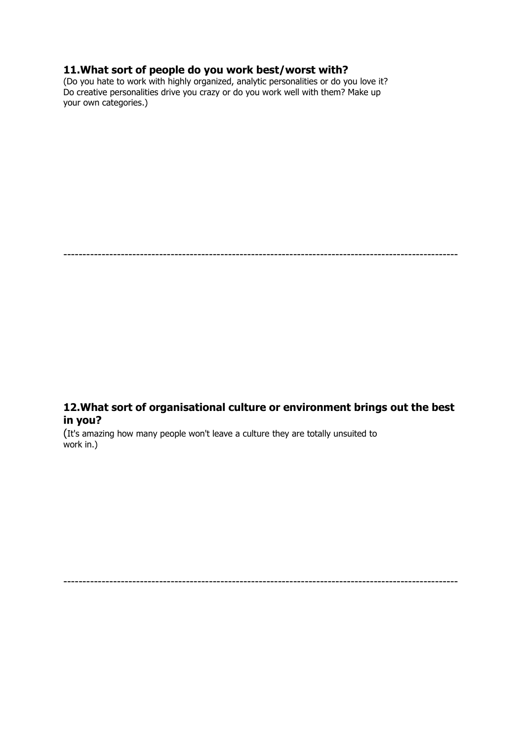### 11. What sort of people do you work best/worst with?

(Do you hate to work with highly organized, analytic personalities or do you love it? Do creative personalities drive you crazy or do you work well with them? Make up your own categories.)

---

### 12. What sort of organisational culture or environment brings out the best in you?

(It's amazing how many people won't leave a culture they are totally unsuited to work in.)

---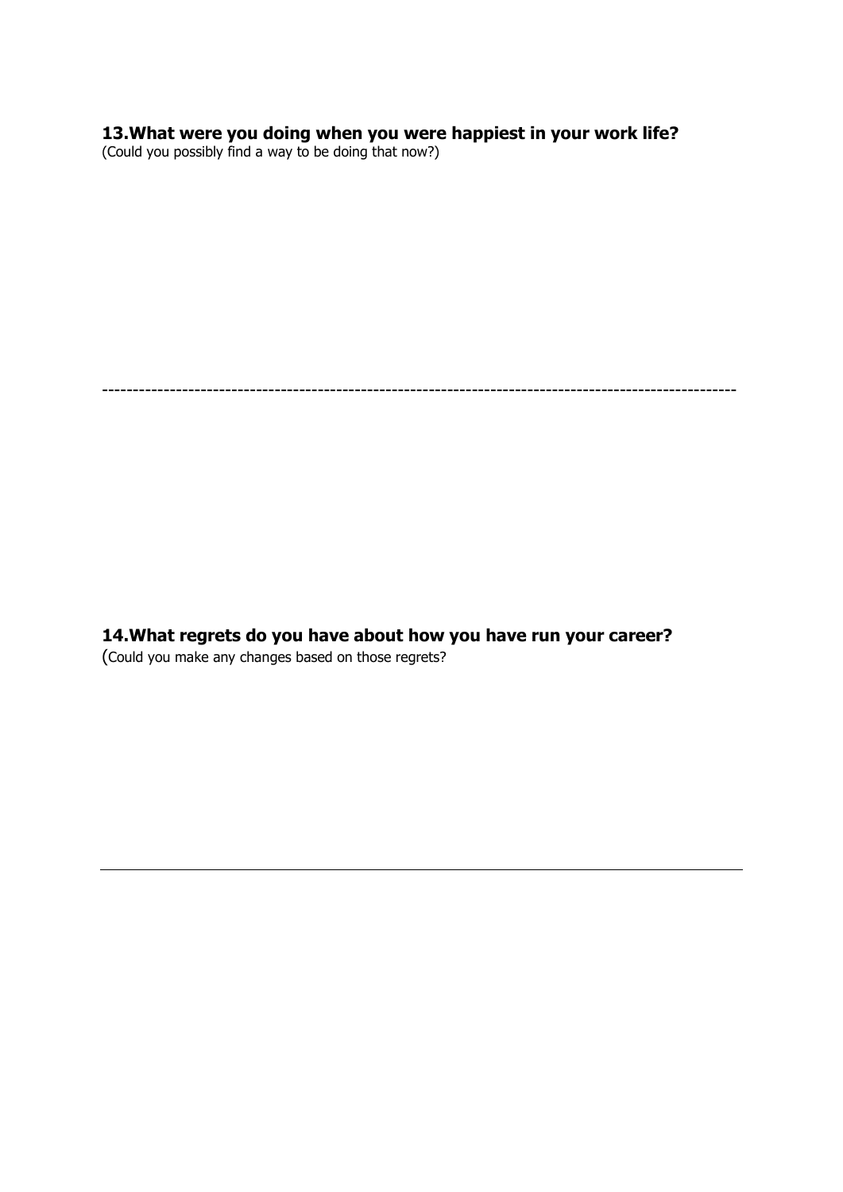**13.What were you doing when you were happiest in your work life?**

(Could you possibly find a way to be doing that now?)

-----------------------------------------------------------------------------------------------------

**14.What regrets do you have about how you have run your career?**

(Could you make any changes based on those regrets?

---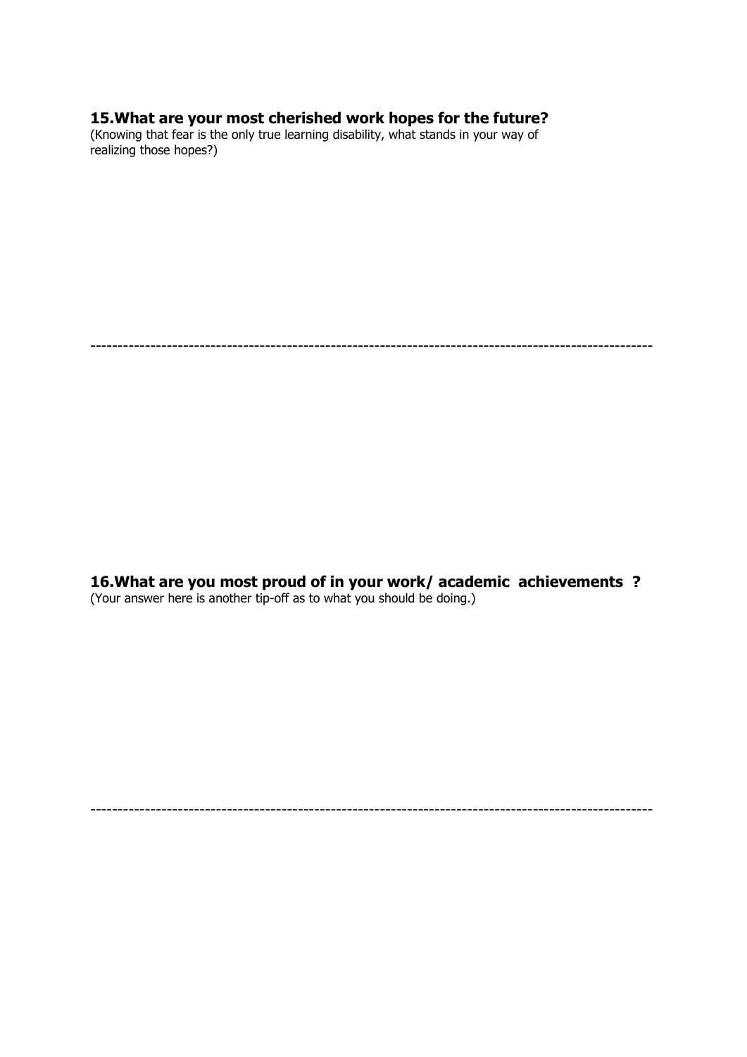**15.What are your most cherished work hopes for the future?**
(Knowing that fear is the only true learning disability, what stands in your way of realizing those hopes?)

---

**16.What are you most proud of in your work/ academic achievements ?**
(Your answer here is another tip-off as to what you should be doing.)

---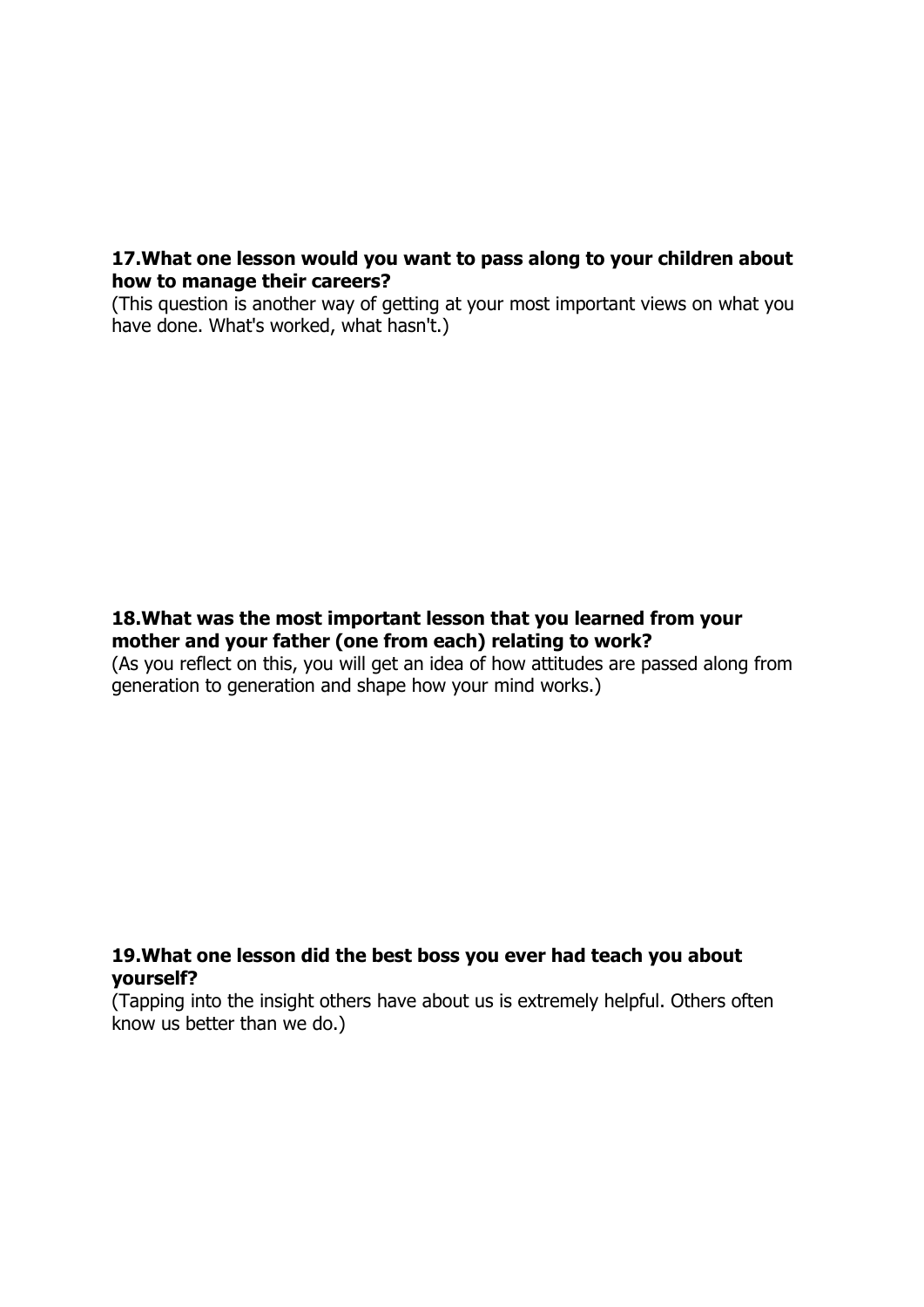**17. What one lesson would you want to pass along to your children about how to manage their careers?**
(This question is another way of getting at your most important views on what you have done. What's worked, what hasn't.)

**18. What was the most important lesson that you learned from your mother and your father (one from each) relating to work?**
(As you reflect on this, you will get an idea of how attitudes are passed along from generation to generation and shape how your mind works.)

**19. What one lesson did the best boss you ever had teach you about yourself?**
(Tapping into the insight others have about us is extremely helpful. Others often know us better than we do.)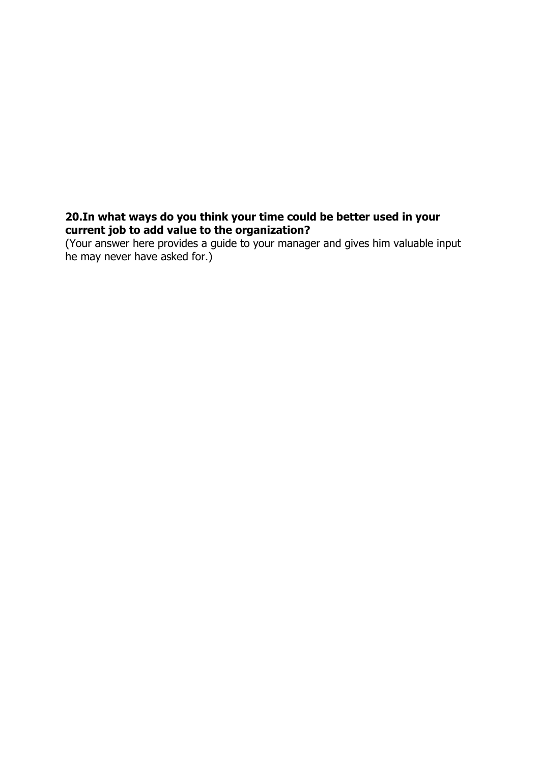**20.In what ways do you think your time could be better used in your current job to add value to the organization?**

(Your answer here provides a guide to your manager and gives him valuable input he may never have asked for.)